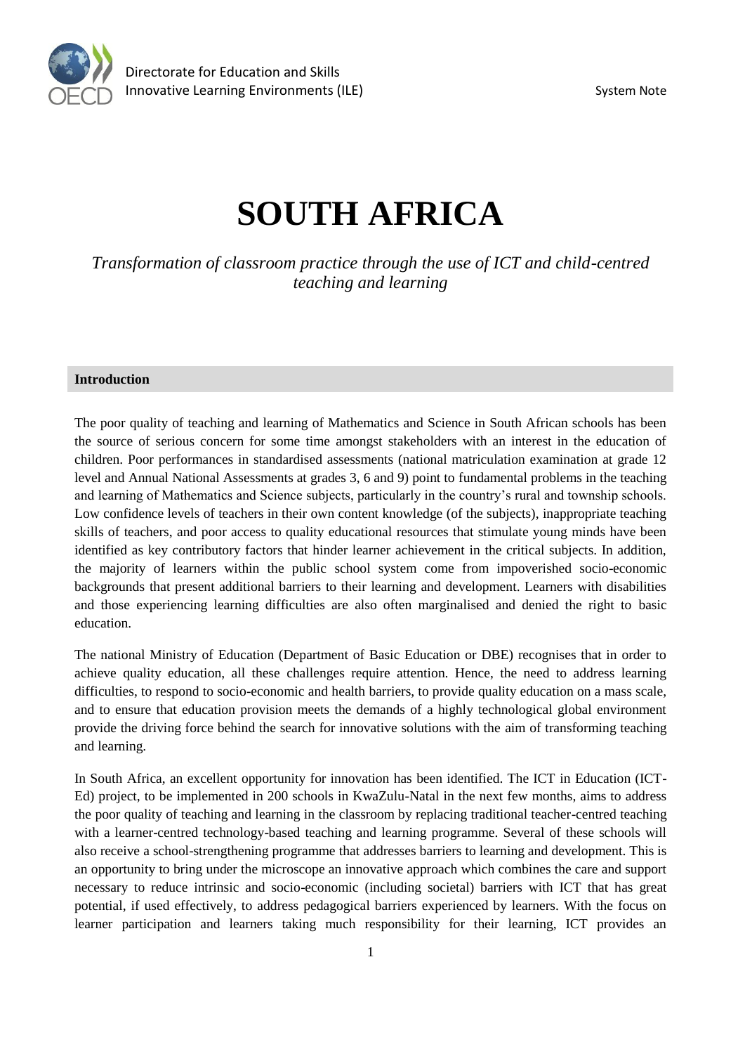# SOUTH AFRICA

*Transformation of classroom practice through the use of ICT and child-centred teaching and learning*

## Introduction

The poor quality of teaching and learning of Mathematics and Science in South African schools has been the source of serious concern for some time amongst stakeholders with an interest in the education of children. Poor performances in standardised assessments (national matriculation examination at grade 12 level and Annual National Assessments at grades 3, 6 and 9) point to fundamental problems in the teaching and learning of Mathematics and Science subjects, particularly in the country's rural and township schools. Low confidence levels of teachers in their own content knowledge (of the subjects), inappropriate teaching skills of teachers, and poor access to quality educational resources that stimulate young minds have been identified as key contributory factors that hinder learner achievement in the critical subjects. In addition, the majority of learners within the public school system come from impoverished socio-economic backgrounds that present additional barriers to their learning and development. Learners with disabilities and those experiencing learning difficulties are also often marginalised and denied the right to basic education.

The national Ministry of Education (Department of Basic Education or DBE) recognises that in order to achieve quality education, all these challenges require attention. Hence, the need to address learning difficulties, to respond to socio-economic and health barriers, to provide quality education on a mass scale, and to ensure that education provision meets the demands of a highly technological global environment provide the driving force behind the search for innovative solutions with the aim of transforming teaching and learning.

In South Africa, an excellent opportunity for innovation has been identified. The ICT in Education (ICT-Ed) project, to be implemented in 200 schools in KwaZulu-Natal in the next few months, aims to address the poor quality of teaching and learning in the classroom by replacing traditional teacher-centred teaching with a learner-centred technology-based teaching and learning programme. Several of these schools will also receive a school-strengthening programme that addresses barriers to learning and development. This is an opportunity to bring under the microscope an innovative approach which combines the care and support necessary to reduce intrinsic and socio-economic (including societal) barriers with ICT that has great potential, if used effectively, to address pedagogical barriers experienced by learners. With the focus on learner participation and learners taking much responsibility for their learning, ICT provides an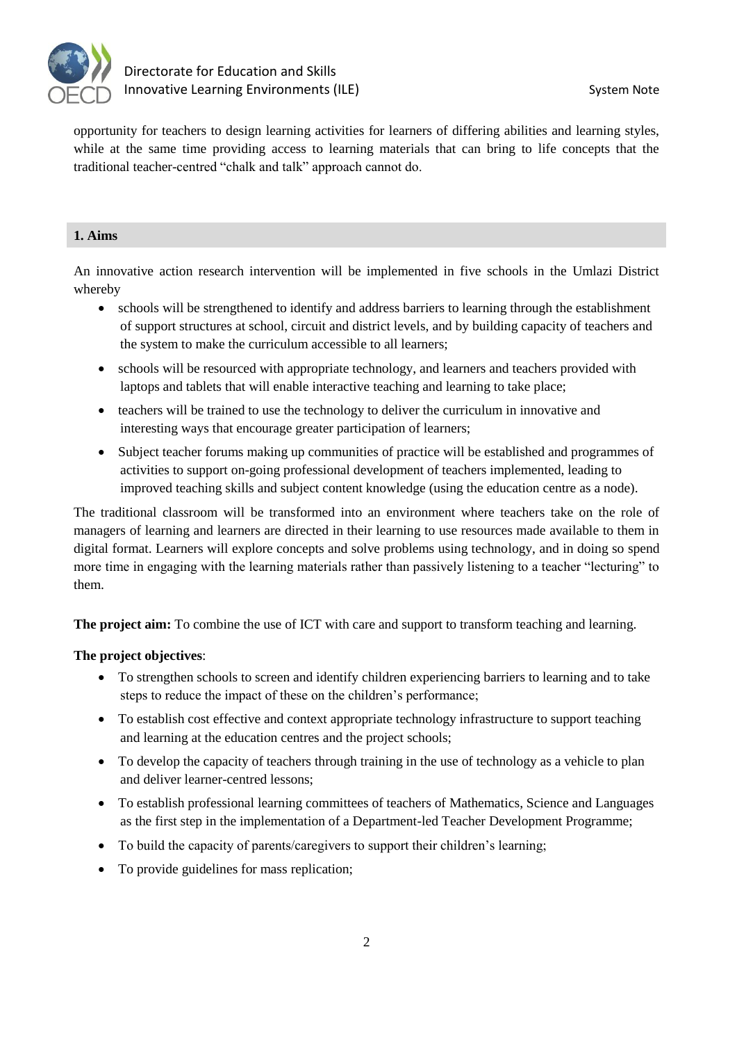opportunity for teachers to design learning activities for learners of differing abilities and learning styles, while at the same time providing access to learning materials that can bring to life concepts that the traditional teacher-centred "chalk and talk" approach cannot do.

## 1. Aims

An innovative action research intervention will be implemented in five schools in the Umlazi District whereby

- schools will be strengthened to identify and address barriers to learning through the establishment of support structures at school, circuit and district levels, and by building capacity of teachers and the system to make the curriculum accessible to all learners;
- schools will be resourced with appropriate technology, and learners and teachers provided with laptops and tablets that will enable interactive teaching and learning to take place;
- teachers will be trained to use the technology to deliver the curriculum in innovative and interesting ways that encourage greater participation of learners;
- Subject teacher forums making up communities of practice will be established and programmes of activities to support on-going professional development of teachers implemented, leading to improved teaching skills and subject content knowledge (using the education centre as a node).

The traditional classroom will be transformed into an environment where teachers take on the role of managers of learning and learners are directed in their learning to use resources made available to them in digital format. Learners will explore concepts and solve problems using technology, and in doing so spend more time in engaging with the learning materials rather than passively listening to a teacher "lecturing" to them.

**The project aim:** To combine the use of ICT with care and support to transform teaching and learning.

**The project objectives**:

- To strengthen schools to screen and identify children experiencing barriers to learning and to take steps to reduce the impact of these on the children's performance;
- To establish cost effective and context appropriate technology infrastructure to support teaching and learning at the education centres and the project schools;
- To develop the capacity of teachers through training in the use of technology as a vehicle to plan and deliver learner-centred lessons;
- To establish professional learning committees of teachers of Mathematics, Science and Languages as the first step in the implementation of a Department-led Teacher Development Programme;
- To build the capacity of parents/caregivers to support their children's learning;
- To provide guidelines for mass replication;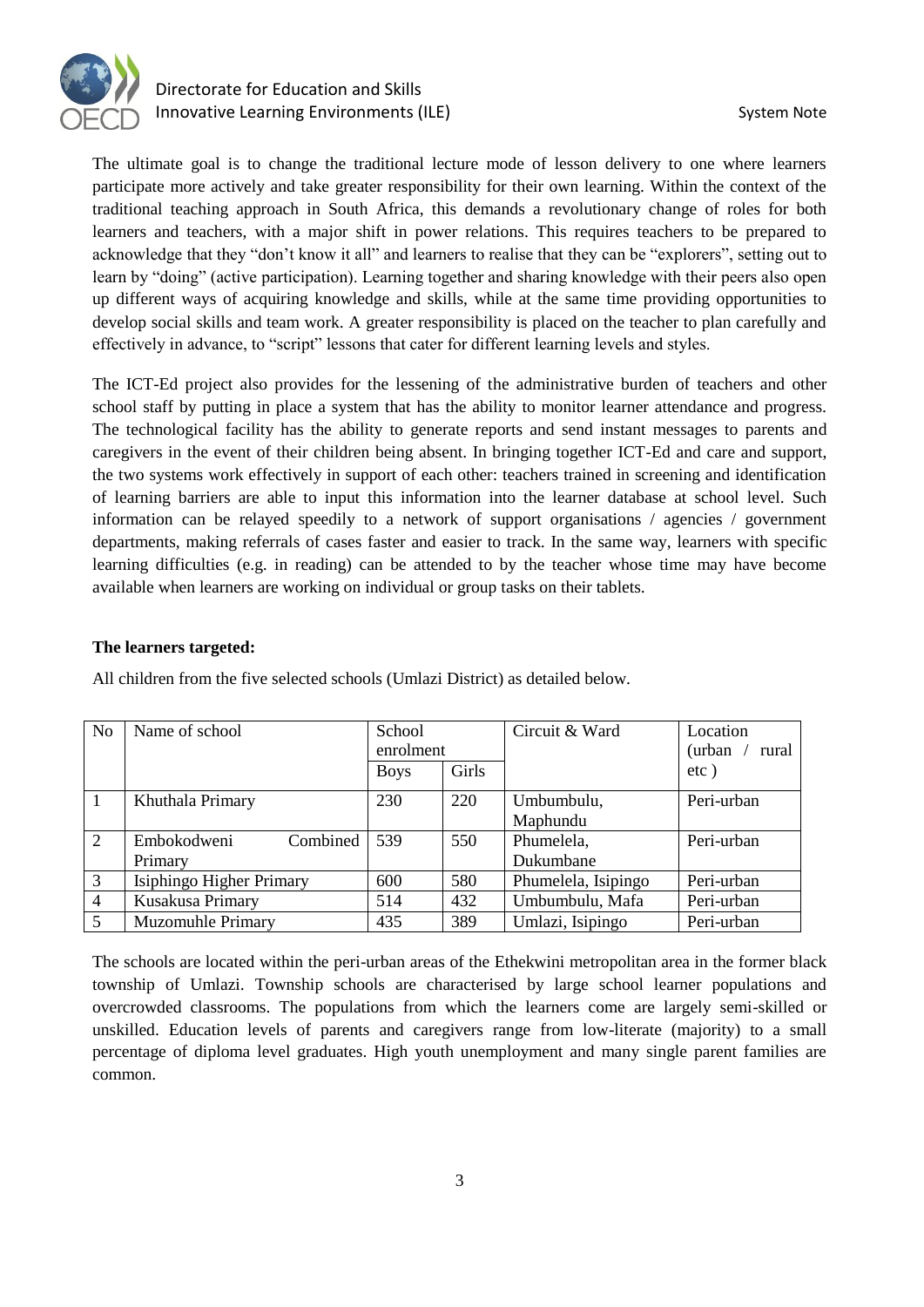The ultimate goal is to change the traditional lecture mode of lesson delivery to one where learners participate more actively and take greater responsibility for their own learning. Within the context of the traditional teaching approach in South Africa, this demands a revolutionary change of roles for both learners and teachers, with a major shift in power relations. This requires teachers to be prepared to acknowledge that they "don't know it all" and learners to realise that they can be "explorers", setting out to learn by "doing" (active participation). Learning together and sharing knowledge with their peers also open up different ways of acquiring knowledge and skills, while at the same time providing opportunities to develop social skills and team work. A greater responsibility is placed on the teacher to plan carefully and effectively in advance, to "script" lessons that cater for different learning levels and styles.

The ICT-Ed project also provides for the lessening of the administrative burden of teachers and other school staff by putting in place a system that has the ability to monitor learner attendance and progress. The technological facility has the ability to generate reports and send instant messages to parents and caregivers in the event of their children being absent. In bringing together ICT-Ed and care and support, the two systems work effectively in support of each other: teachers trained in screening and identification of learning barriers are able to input this information into the learner database at school level. Such information can be relayed speedily to a network of support organisations / agencies / government departments, making referrals of cases faster and easier to track. In the same way, learners with specific learning difficulties (e.g. in reading) can be attended to by the teacher whose time may have become available when learners are working on individual or group tasks on their tablets.

**The learners targeted:**

All children from the five selected schools (Umlazi District) as detailed below.

| No | Name of school | School enrolment | | Circuit & Ward | Location (urban / rural etc ) |
|---|---|---|---|---|---|
| | | Boys | Girls | | |
| 1 | Khuthala Primary | 230 | 220 | Umbumbulu, Maphundu | Peri-urban |
| 2 | Embokodweni Combined Primary | 539 | 550 | Phumelela, Dukumbane | Peri-urban |
| 3 | Isiphingo Higher Primary | 600 | 580 | Phumelela, Isipingo | Peri-urban |
| 4 | Kusakusa Primary | 514 | 432 | Umbumbulu, Mafa | Peri-urban |
| 5 | Muzomuhle Primary | 435 | 389 | Umlazi, Isipingo | Peri-urban |

The schools are located within the peri-urban areas of the Ethekwini metropolitan area in the former black township of Umlazi. Township schools are characterised by large school learner populations and overcrowded classrooms. The populations from which the learners come are largely semi-skilled or unskilled. Education levels of parents and caregivers range from low-literate (majority) to a small percentage of diploma level graduates. High youth unemployment and many single parent families are common.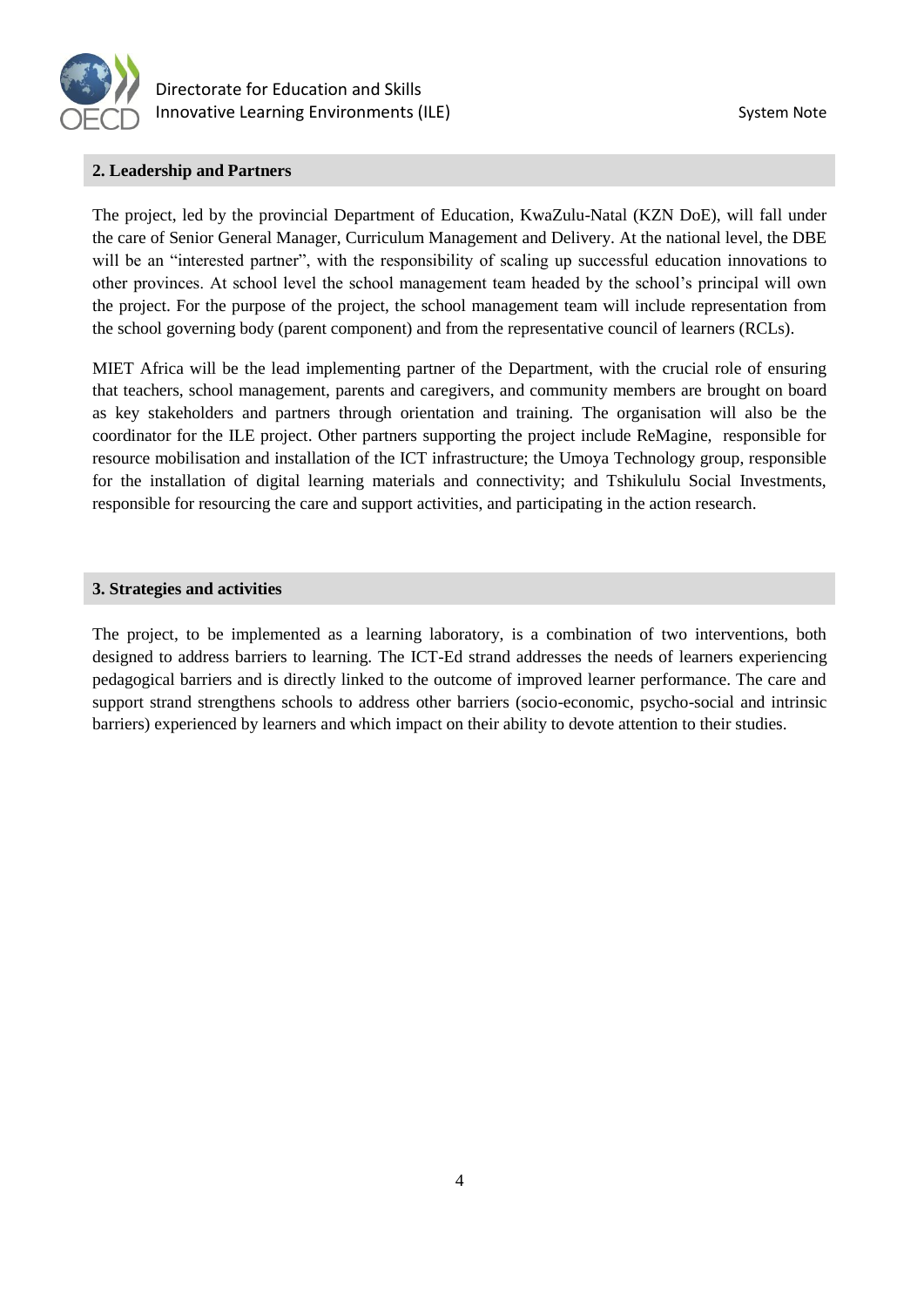## 2. Leadership and Partners

The project, led by the provincial Department of Education, KwaZulu-Natal (KZN DoE), will fall under the care of Senior General Manager, Curriculum Management and Delivery. At the national level, the DBE will be an "interested partner", with the responsibility of scaling up successful education innovations to other provinces. At school level the school management team headed by the school's principal will own the project. For the purpose of the project, the school management team will include representation from the school governing body (parent component) and from the representative council of learners (RCLs).

MIET Africa will be the lead implementing partner of the Department, with the crucial role of ensuring that teachers, school management, parents and caregivers, and community members are brought on board as key stakeholders and partners through orientation and training. The organisation will also be the coordinator for the ILE project. Other partners supporting the project include ReMagine, responsible for resource mobilisation and installation of the ICT infrastructure; the Umoya Technology group, responsible for the installation of digital learning materials and connectivity; and Tshikululu Social Investments, responsible for resourcing the care and support activities, and participating in the action research.

## 3. Strategies and activities

The project, to be implemented as a learning laboratory, is a combination of two interventions, both designed to address barriers to learning. The ICT-Ed strand addresses the needs of learners experiencing pedagogical barriers and is directly linked to the outcome of improved learner performance. The care and support strand strengthens schools to address other barriers (socio-economic, psycho-social and intrinsic barriers) experienced by learners and which impact on their ability to devote attention to their studies.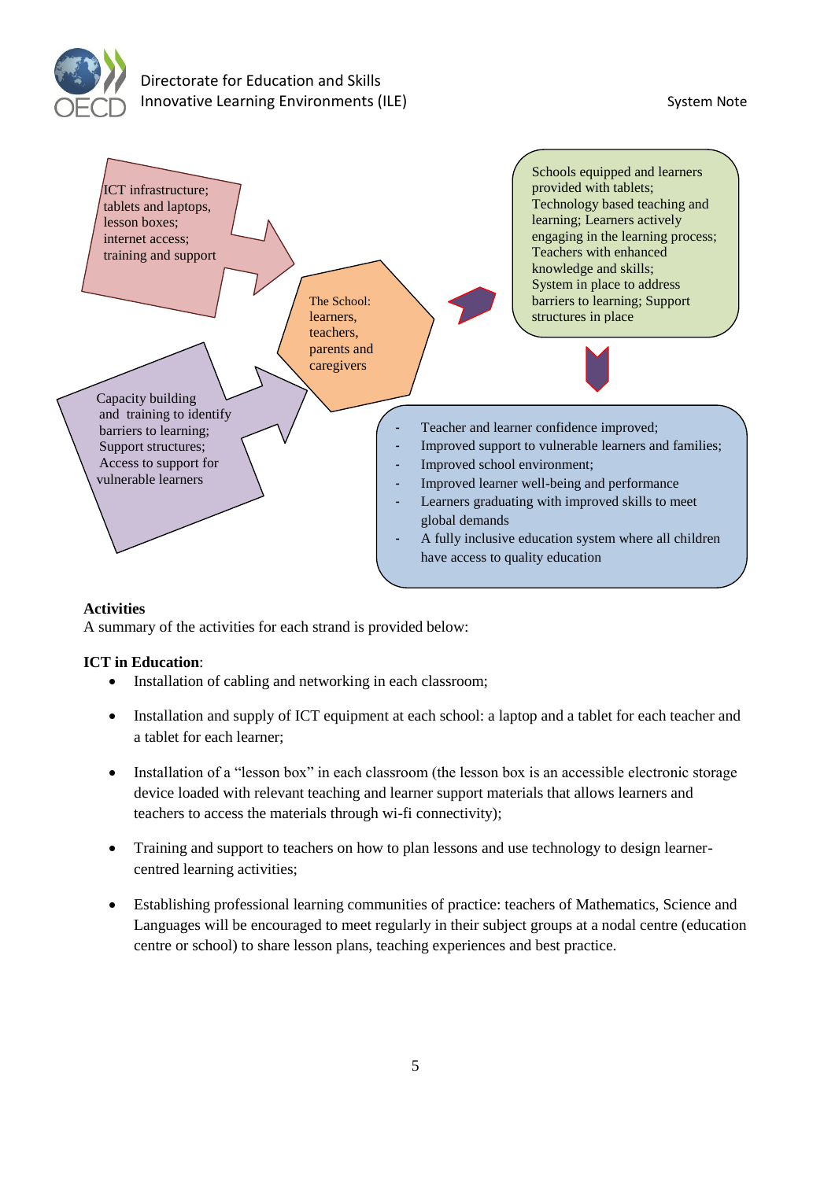ICT infrastructure; tablets and laptops, lesson boxes; internet access; training and support

Capacity building and training to identify barriers to learning; Support structures; Access to support for vulnerable learners

The School: learners, teachers, parents and caregivers

Schools equipped and learners provided with tablets; Technology based teaching and learning; Learners actively engaging in the learning process; Teachers with enhanced knowledge and skills; System in place to address barriers to learning; Support structures in place

- Teacher and learner confidence improved;
- Improved support to vulnerable learners and families;
- Improved school environment;
- Improved learner well-being and performance
- Learners graduating with improved skills to meet global demands
- A fully inclusive education system where all children have access to quality education

**Activities**

A summary of the activities for each strand is provided below:

**ICT in Education**:

- Installation of cabling and networking in each classroom;
- Installation and supply of ICT equipment at each school: a laptop and a tablet for each teacher and a tablet for each learner;
- Installation of a "lesson box" in each classroom (the lesson box is an accessible electronic storage device loaded with relevant teaching and learner support materials that allows learners and teachers to access the materials through wi-fi connectivity);
- Training and support to teachers on how to plan lessons and use technology to design learner-centred learning activities;
- Establishing professional learning communities of practice: teachers of Mathematics, Science and Languages will be encouraged to meet regularly in their subject groups at a nodal centre (education centre or school) to share lesson plans, teaching experiences and best practice.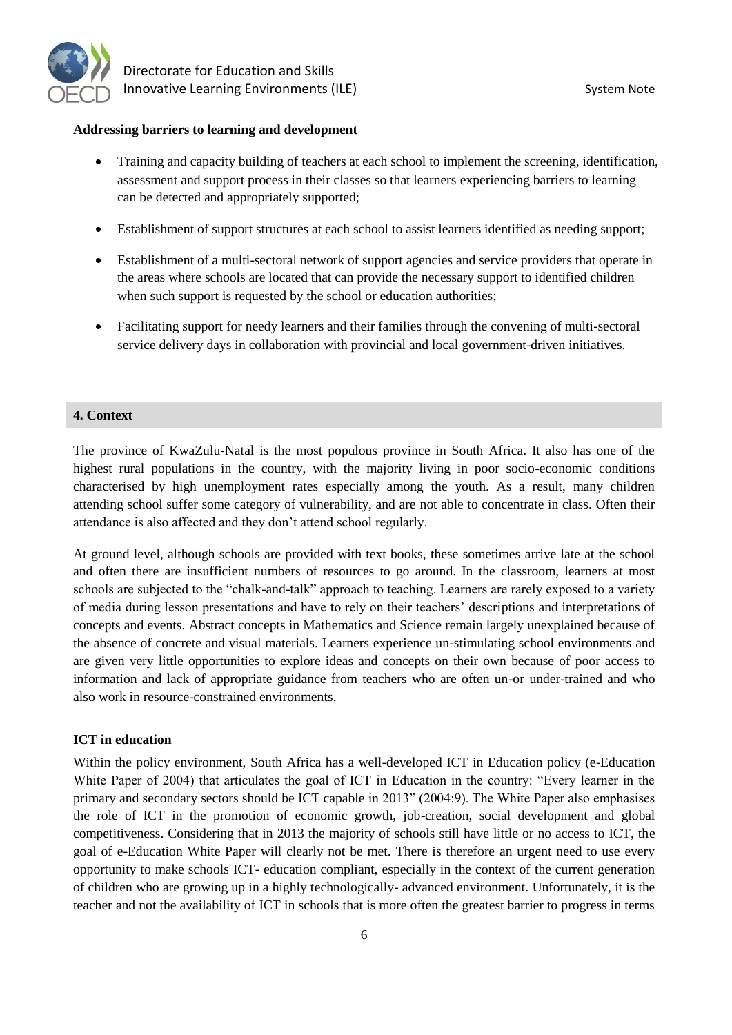**Addressing barriers to learning and development**

- Training and capacity building of teachers at each school to implement the screening, identification, assessment and support process in their classes so that learners experiencing barriers to learning can be detected and appropriately supported;
- Establishment of support structures at each school to assist learners identified as needing support;
- Establishment of a multi-sectoral network of support agencies and service providers that operate in the areas where schools are located that can provide the necessary support to identified children when such support is requested by the school or education authorities;
- Facilitating support for needy learners and their families through the convening of multi-sectoral service delivery days in collaboration with provincial and local government-driven initiatives.

## 4. Context

The province of KwaZulu-Natal is the most populous province in South Africa. It also has one of the highest rural populations in the country, with the majority living in poor socio-economic conditions characterised by high unemployment rates especially among the youth. As a result, many children attending school suffer some category of vulnerability, and are not able to concentrate in class. Often their attendance is also affected and they don't attend school regularly.

At ground level, although schools are provided with text books, these sometimes arrive late at the school and often there are insufficient numbers of resources to go around. In the classroom, learners at most schools are subjected to the "chalk-and-talk" approach to teaching. Learners are rarely exposed to a variety of media during lesson presentations and have to rely on their teachers' descriptions and interpretations of concepts and events. Abstract concepts in Mathematics and Science remain largely unexplained because of the absence of concrete and visual materials. Learners experience un-stimulating school environments and are given very little opportunities to explore ideas and concepts on their own because of poor access to information and lack of appropriate guidance from teachers who are often un-or under-trained and who also work in resource-constrained environments.

**ICT in education**

Within the policy environment, South Africa has a well-developed ICT in Education policy (e-Education White Paper of 2004) that articulates the goal of ICT in Education in the country: "Every learner in the primary and secondary sectors should be ICT capable in 2013" (2004:9). The White Paper also emphasises the role of ICT in the promotion of economic growth, job-creation, social development and global competitiveness. Considering that in 2013 the majority of schools still have little or no access to ICT, the goal of e-Education White Paper will clearly not be met. There is therefore an urgent need to use every opportunity to make schools ICT- education compliant, especially in the context of the current generation of children who are growing up in a highly technologically- advanced environment. Unfortunately, it is the teacher and not the availability of ICT in schools that is more often the greatest barrier to progress in terms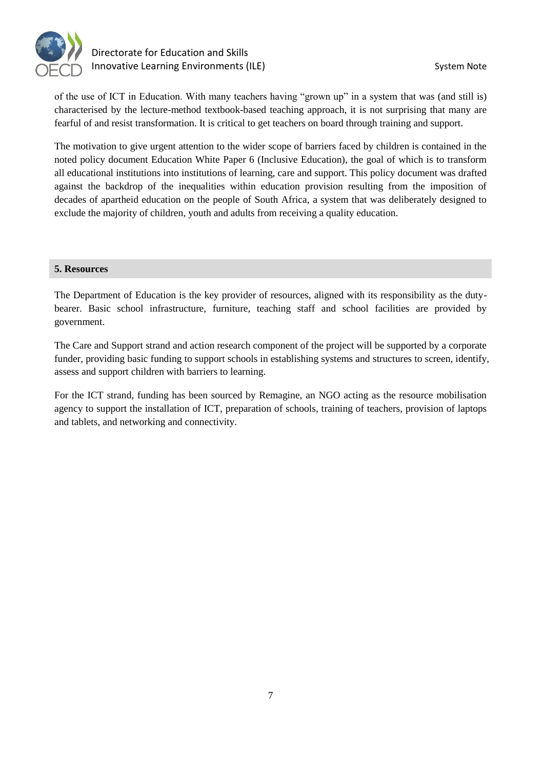of the use of ICT in Education. With many teachers having "grown up" in a system that was (and still is) characterised by the lecture-method textbook-based teaching approach, it is not surprising that many are fearful of and resist transformation. It is critical to get teachers on board through training and support.

The motivation to give urgent attention to the wider scope of barriers faced by children is contained in the noted policy document Education White Paper 6 (Inclusive Education), the goal of which is to transform all educational institutions into institutions of learning, care and support. This policy document was drafted against the backdrop of the inequalities within education provision resulting from the imposition of decades of apartheid education on the people of South Africa, a system that was deliberately designed to exclude the majority of children, youth and adults from receiving a quality education.

## 5. Resources

The Department of Education is the key provider of resources, aligned with its responsibility as the duty-bearer. Basic school infrastructure, furniture, teaching staff and school facilities are provided by government.

The Care and Support strand and action research component of the project will be supported by a corporate funder, providing basic funding to support schools in establishing systems and structures to screen, identify, assess and support children with barriers to learning.

For the ICT strand, funding has been sourced by Remagine, an NGO acting as the resource mobilisation agency to support the installation of ICT, preparation of schools, training of teachers, provision of laptops and tablets, and networking and connectivity.